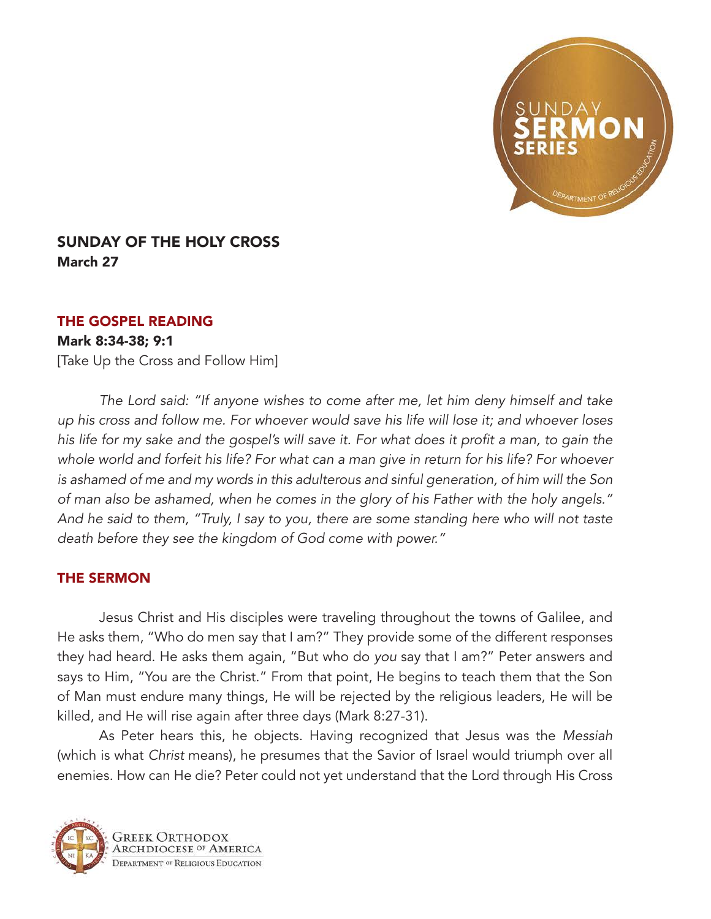## SUNDAY OF THE HOLY CROSS

**March 27**

### THE GOSPEL READING

**Mark 8:34-38; 9:1**

[Take Up the Cross and Follow Him]

*The Lord said: "If anyone wishes to come after me, let him deny himself and take up his cross and follow me. For whoever would save his life will lose it; and whoever loses his life for my sake and the gospel's will save it. For what does it profit a man, to gain the whole world and forfeit his life? For what can a man give in return for his life? For whoever is ashamed of me and my words in this adulterous and sinful generation, of him will the Son of man also be ashamed, when he comes in the glory of his Father with the holy angels." And he said to them, "Truly, I say to you, there are some standing here who will not taste death before they see the kingdom of God come with power."*

### THE SERMON

Jesus Christ and His disciples were traveling throughout the towns of Galilee, and He asks them, "Who do men say that I am?" They provide some of the different responses they had heard. He asks them again, "But who do *you* say that I am?" Peter answers and says to Him, "You are the Christ." From that point, He begins to teach them that the Son of Man must endure many things, He will be rejected by the religious leaders, He will be killed, and He will rise again after three days (Mark 8:27-31).

As Peter hears this, he objects. Having recognized that Jesus was the *Messiah* (which is what *Christ* means), he presumes that the Savior of Israel would triumph over all enemies. How can He die? Peter could not yet understand that the Lord through His Cross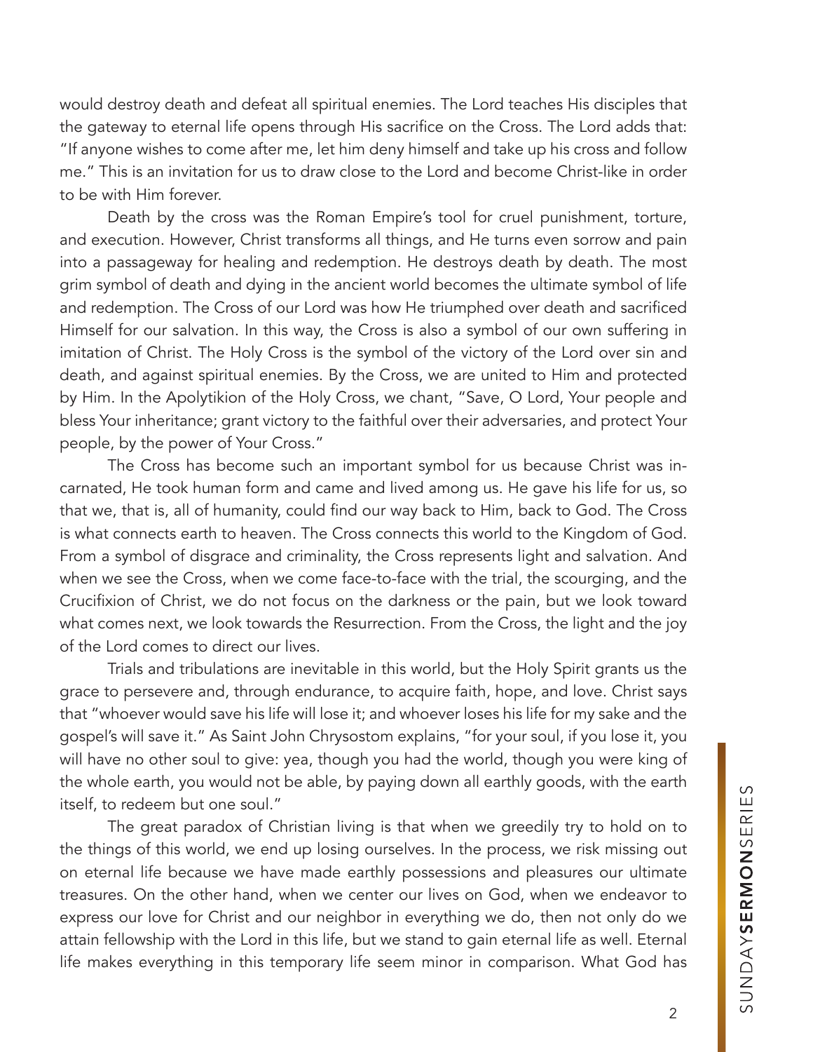would destroy death and defeat all spiritual enemies. The Lord teaches His disciples that the gateway to eternal life opens through His sacrifice on the Cross. The Lord adds that: "If anyone wishes to come after me, let him deny himself and take up his cross and follow me." This is an invitation for us to draw close to the Lord and become Christ-like in order to be with Him forever.

Death by the cross was the Roman Empire's tool for cruel punishment, torture, and execution. However, Christ transforms all things, and He turns even sorrow and pain into a passageway for healing and redemption. He destroys death by death. The most grim symbol of death and dying in the ancient world becomes the ultimate symbol of life and redemption. The Cross of our Lord was how He triumphed over death and sacrificed Himself for our salvation. In this way, the Cross is also a symbol of our own suffering in imitation of Christ. The Holy Cross is the symbol of the victory of the Lord over sin and death, and against spiritual enemies. By the Cross, we are united to Him and protected by Him. In the Apolytikion of the Holy Cross, we chant, "Save, O Lord, Your people and bless Your inheritance; grant victory to the faithful over their adversaries, and protect Your people, by the power of Your Cross."

The Cross has become such an important symbol for us because Christ was incarnated, He took human form and came and lived among us. He gave his life for us, so that we, that is, all of humanity, could find our way back to Him, back to God. The Cross is what connects earth to heaven. The Cross connects this world to the Kingdom of God. From a symbol of disgrace and criminality, the Cross represents light and salvation. And when we see the Cross, when we come face-to-face with the trial, the scourging, and the Crucifixion of Christ, we do not focus on the darkness or the pain, but we look toward what comes next, we look towards the Resurrection. From the Cross, the light and the joy of the Lord comes to direct our lives.

Trials and tribulations are inevitable in this world, but the Holy Spirit grants us the grace to persevere and, through endurance, to acquire faith, hope, and love. Christ says that "whoever would save his life will lose it; and whoever loses his life for my sake and the gospel's will save it." As Saint John Chrysostom explains, "for your soul, if you lose it, you will have no other soul to give: yea, though you had the world, though you were king of the whole earth, you would not be able, by paying down all earthly goods, with the earth itself, to redeem but one soul."

The great paradox of Christian living is that when we greedily try to hold on to the things of this world, we end up losing ourselves. In the process, we risk missing out on eternal life because we have made earthly possessions and pleasures our ultimate treasures. On the other hand, when we center our lives on God, when we endeavor to express our love for Christ and our neighbor in everything we do, then not only do we attain fellowship with the Lord in this life, but we stand to gain eternal life as well. Eternal life makes everything in this temporary life seem minor in comparison. What God has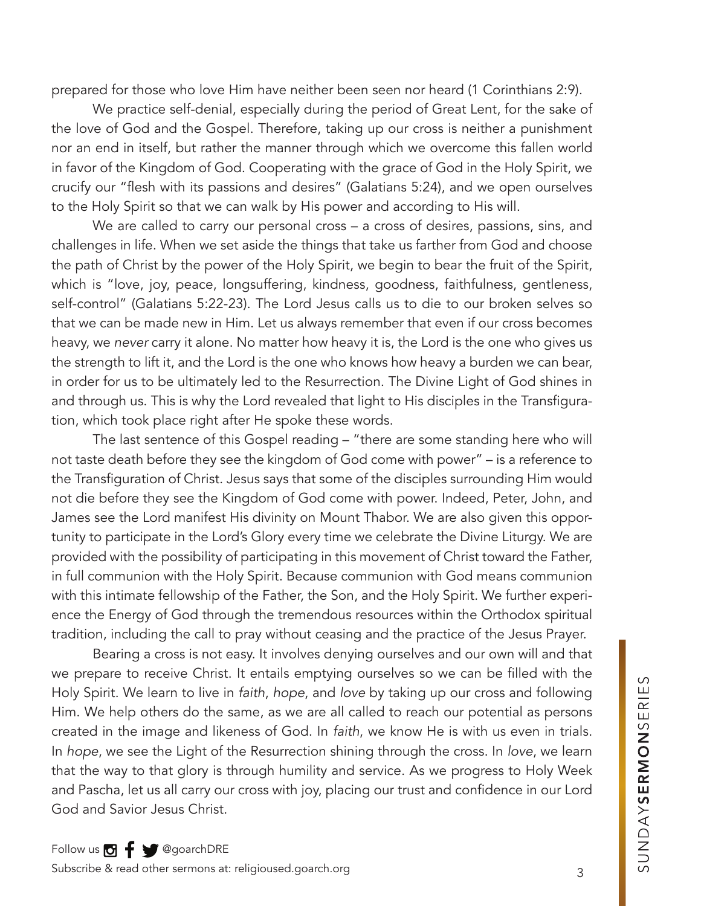prepared for those who love Him have neither been seen nor heard (1 Corinthians 2:9).

We practice self-denial, especially during the period of Great Lent, for the sake of the love of God and the Gospel. Therefore, taking up our cross is neither a punishment nor an end in itself, but rather the manner through which we overcome this fallen world in favor of the Kingdom of God. Cooperating with the grace of God in the Holy Spirit, we crucify our "flesh with its passions and desires" (Galatians 5:24), and we open ourselves to the Holy Spirit so that we can walk by His power and according to His will.

We are called to carry our personal cross – a cross of desires, passions, sins, and challenges in life. When we set aside the things that take us farther from God and choose the path of Christ by the power of the Holy Spirit, we begin to bear the fruit of the Spirit, which is "love, joy, peace, longsuffering, kindness, goodness, faithfulness, gentleness, self-control" (Galatians 5:22-23). The Lord Jesus calls us to die to our broken selves so that we can be made new in Him. Let us always remember that even if our cross becomes heavy, we *never* carry it alone. No matter how heavy it is, the Lord is the one who gives us the strength to lift it, and the Lord is the one who knows how heavy a burden we can bear, in order for us to be ultimately led to the Resurrection. The Divine Light of God shines in and through us. This is why the Lord revealed that light to His disciples in the Transfiguration, which took place right after He spoke these words.

The last sentence of this Gospel reading – "there are some standing here who will not taste death before they see the kingdom of God come with power" – is a reference to the Transfiguration of Christ. Jesus says that some of the disciples surrounding Him would not die before they see the Kingdom of God come with power. Indeed, Peter, John, and James see the Lord manifest His divinity on Mount Thabor. We are also given this opportunity to participate in the Lord's Glory every time we celebrate the Divine Liturgy. We are provided with the possibility of participating in this movement of Christ toward the Father, in full communion with the Holy Spirit. Because communion with God means communion with this intimate fellowship of the Father, the Son, and the Holy Spirit. We further experience the Energy of God through the tremendous resources within the Orthodox spiritual tradition, including the call to pray without ceasing and the practice of the Jesus Prayer.

Bearing a cross is not easy. It involves denying ourselves and our own will and that we prepare to receive Christ. It entails emptying ourselves so we can be filled with the Holy Spirit. We learn to live in *faith*, *hope*, and *love* by taking up our cross and following Him. We help others do the same, as we are all called to reach our potential as persons created in the image and likeness of God. In *faith*, we know He is with us even in trials. In *hope*, we see the Light of the Resurrection shining through the cross. In *love*, we learn that the way to that glory is through humility and service. As we progress to Holy Week and Pascha, let us all carry our cross with joy, placing our trust and confidence in our Lord God and Savior Jesus Christ.

Follow us @goarchDRE

Subscribe & read other sermons at: religioused.goarch.org